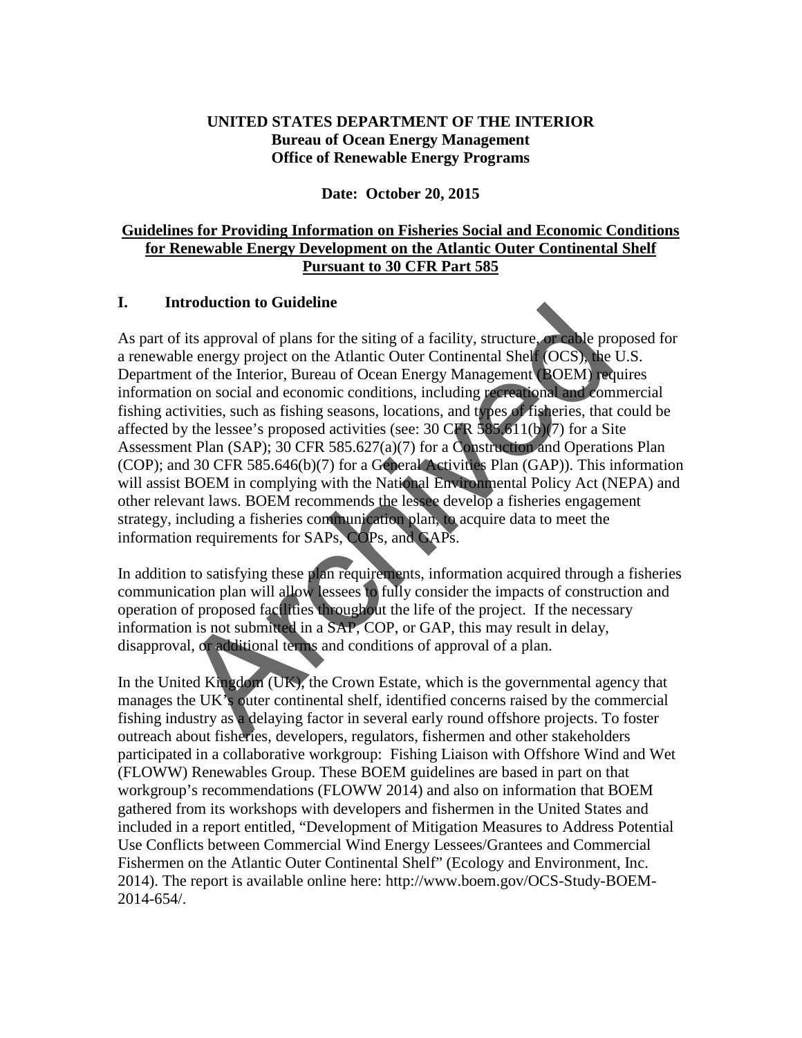**UNITED STATES DEPARTMENT OF THE INTERIOR**
**Bureau of Ocean Energy Management**
**Office of Renewable Energy Programs**

**Date: October 20, 2015**

# Guidelines for Providing Information on Fisheries Social and Economic Conditions for Renewable Energy Development on the Atlantic Outer Continental Shelf Pursuant to 30 CFR Part 585

## I. Introduction to Guideline

As part of its approval of plans for the siting of a facility, structure, or cable proposed for a renewable energy project on the Atlantic Outer Continental Shelf (OCS), the U.S. Department of the Interior, Bureau of Ocean Energy Management (BOEM) requires information on social and economic conditions, including recreational and commercial fishing activities, such as fishing seasons, locations, and types of fisheries, that could be affected by the lessee's proposed activities (see: 30 CFR 585.611(b)(7) for a Site Assessment Plan (SAP); 30 CFR 585.627(a)(7) for a Construction and Operations Plan (COP); and 30 CFR 585.646(b)(7) for a General Activities Plan (GAP)). This information will assist BOEM in complying with the National Environmental Policy Act (NEPA) and other relevant laws. BOEM recommends the lessee develop a fisheries engagement strategy, including a fisheries communication plan, to acquire data to meet the information requirements for SAPs, COPs, and GAPs.

In addition to satisfying these plan requirements, information acquired through a fisheries communication plan will allow lessees to fully consider the impacts of construction and operation of proposed facilities throughout the life of the project. If the necessary information is not submitted in a SAP, COP, or GAP, this may result in delay, disapproval, or additional terms and conditions of approval of a plan.

In the United Kingdom (UK), the Crown Estate, which is the governmental agency that manages the UK's outer continental shelf, identified concerns raised by the commercial fishing industry as a delaying factor in several early round offshore projects. To foster outreach about fisheries, developers, regulators, fishermen and other stakeholders participated in a collaborative workgroup: Fishing Liaison with Offshore Wind and Wet (FLOWW) Renewables Group. These BOEM guidelines are based in part on that workgroup's recommendations (FLOWW 2014) and also on information that BOEM gathered from its workshops with developers and fishermen in the United States and included in a report entitled, "Development of Mitigation Measures to Address Potential Use Conflicts between Commercial Wind Energy Lessees/Grantees and Commercial Fishermen on the Atlantic Outer Continental Shelf" (Ecology and Environment, Inc. 2014). The report is available online here: http://www.boem.gov/OCS-Study-BOEM-2014-654/.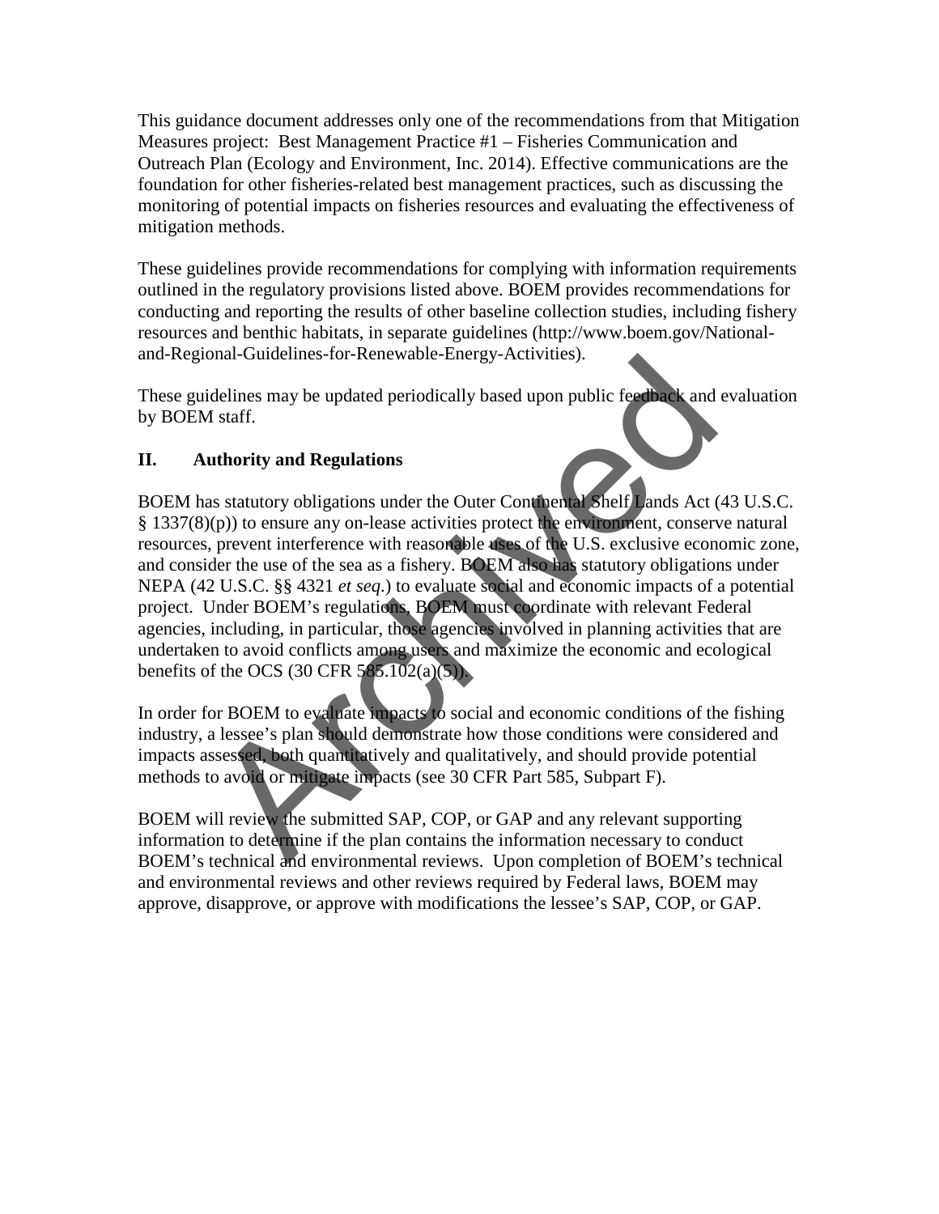This guidance document addresses only one of the recommendations from that Mitigation Measures project: Best Management Practice #1 – Fisheries Communication and Outreach Plan (Ecology and Environment, Inc. 2014). Effective communications are the foundation for other fisheries-related best management practices, such as discussing the monitoring of potential impacts on fisheries resources and evaluating the effectiveness of mitigation methods.

These guidelines provide recommendations for complying with information requirements outlined in the regulatory provisions listed above. BOEM provides recommendations for conducting and reporting the results of other baseline collection studies, including fishery resources and benthic habitats, in separate guidelines (http://www.boem.gov/National-and-Regional-Guidelines-for-Renewable-Energy-Activities).

These guidelines may be updated periodically based upon public feedback and evaluation by BOEM staff.

## II. Authority and Regulations

BOEM has statutory obligations under the Outer Continental Shelf Lands Act (43 U.S.C. § 1337(8)(p)) to ensure any on-lease activities protect the environment, conserve natural resources, prevent interference with reasonable uses of the U.S. exclusive economic zone, and consider the use of the sea as a fishery. BOEM also has statutory obligations under NEPA (42 U.S.C. §§ 4321 *et seq.*) to evaluate social and economic impacts of a potential project. Under BOEM's regulations, BOEM must coordinate with relevant Federal agencies, including, in particular, those agencies involved in planning activities that are undertaken to avoid conflicts among users and maximize the economic and ecological benefits of the OCS (30 CFR 585.102(a)(5)).

In order for BOEM to evaluate impacts to social and economic conditions of the fishing industry, a lessee's plan should demonstrate how those conditions were considered and impacts assessed, both quantitatively and qualitatively, and should provide potential methods to avoid or mitigate impacts (see 30 CFR Part 585, Subpart F).

BOEM will review the submitted SAP, COP, or GAP and any relevant supporting information to determine if the plan contains the information necessary to conduct BOEM's technical and environmental reviews. Upon completion of BOEM's technical and environmental reviews and other reviews required by Federal laws, BOEM may approve, disapprove, or approve with modifications the lessee's SAP, COP, or GAP.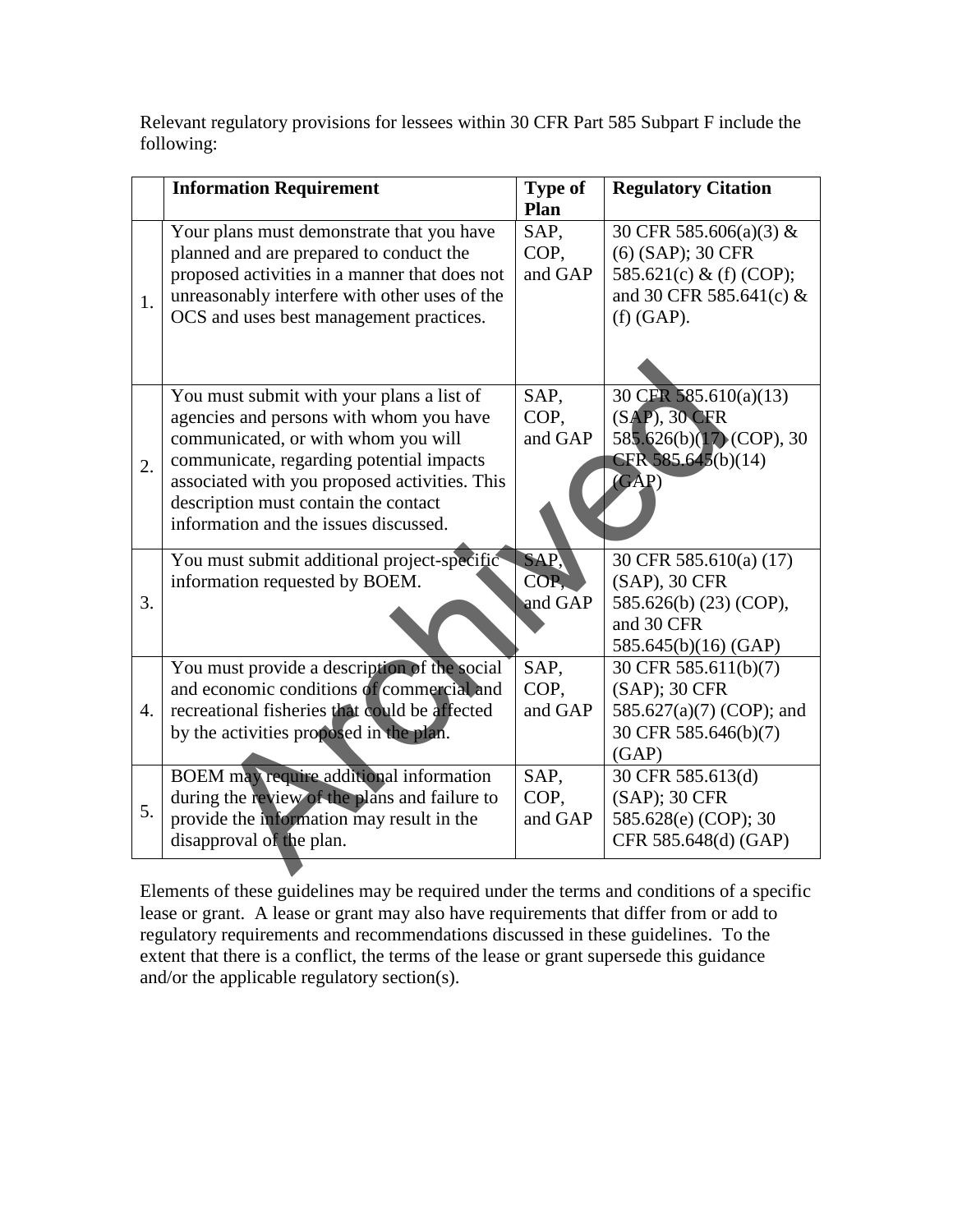Relevant regulatory provisions for lessees within 30 CFR Part 585 Subpart F include the following:

| | Information Requirement | Type of Plan | Regulatory Citation |
|---|---|---|---|
| 1. | Your plans must demonstrate that you have planned and are prepared to conduct the proposed activities in a manner that does not unreasonably interfere with other uses of the OCS and uses best management practices. | SAP, COP, and GAP | 30 CFR 585.606(a)(3) & (6) (SAP); 30 CFR 585.621(c) & (f) (COP); and 30 CFR 585.641(c) & (f) (GAP). |
| 2. | You must submit with your plans a list of agencies and persons with whom you have communicated, or with whom you will communicate, regarding potential impacts associated with you proposed activities. This description must contain the contact information and the issues discussed. | SAP, COP, and GAP | 30 CFR 585.610(a)(13) (SAP), 30 CFR 585.626(b)(17) (COP), 30 CFR 585.645(b)(14) (GAP) |
| 3. | You must submit additional project-specific information requested by BOEM. | SAP, COP, and GAP | 30 CFR 585.610(a) (17) (SAP), 30 CFR 585.626(b) (23) (COP), and 30 CFR 585.645(b)(16) (GAP) |
| 4. | You must provide a description of the social and economic conditions of commercial and recreational fisheries that could be affected by the activities proposed in the plan. | SAP, COP, and GAP | 30 CFR 585.611(b)(7) (SAP); 30 CFR 585.627(a)(7) (COP); and 30 CFR 585.646(b)(7) (GAP) |
| 5. | BOEM may require additional information during the review of the plans and failure to provide the information may result in the disapproval of the plan. | SAP, COP, and GAP | 30 CFR 585.613(d) (SAP); 30 CFR 585.628(e) (COP); 30 CFR 585.648(d) (GAP) |

Elements of these guidelines may be required under the terms and conditions of a specific lease or grant. A lease or grant may also have requirements that differ from or add to regulatory requirements and recommendations discussed in these guidelines. To the extent that there is a conflict, the terms of the lease or grant supersede this guidance and/or the applicable regulatory section(s).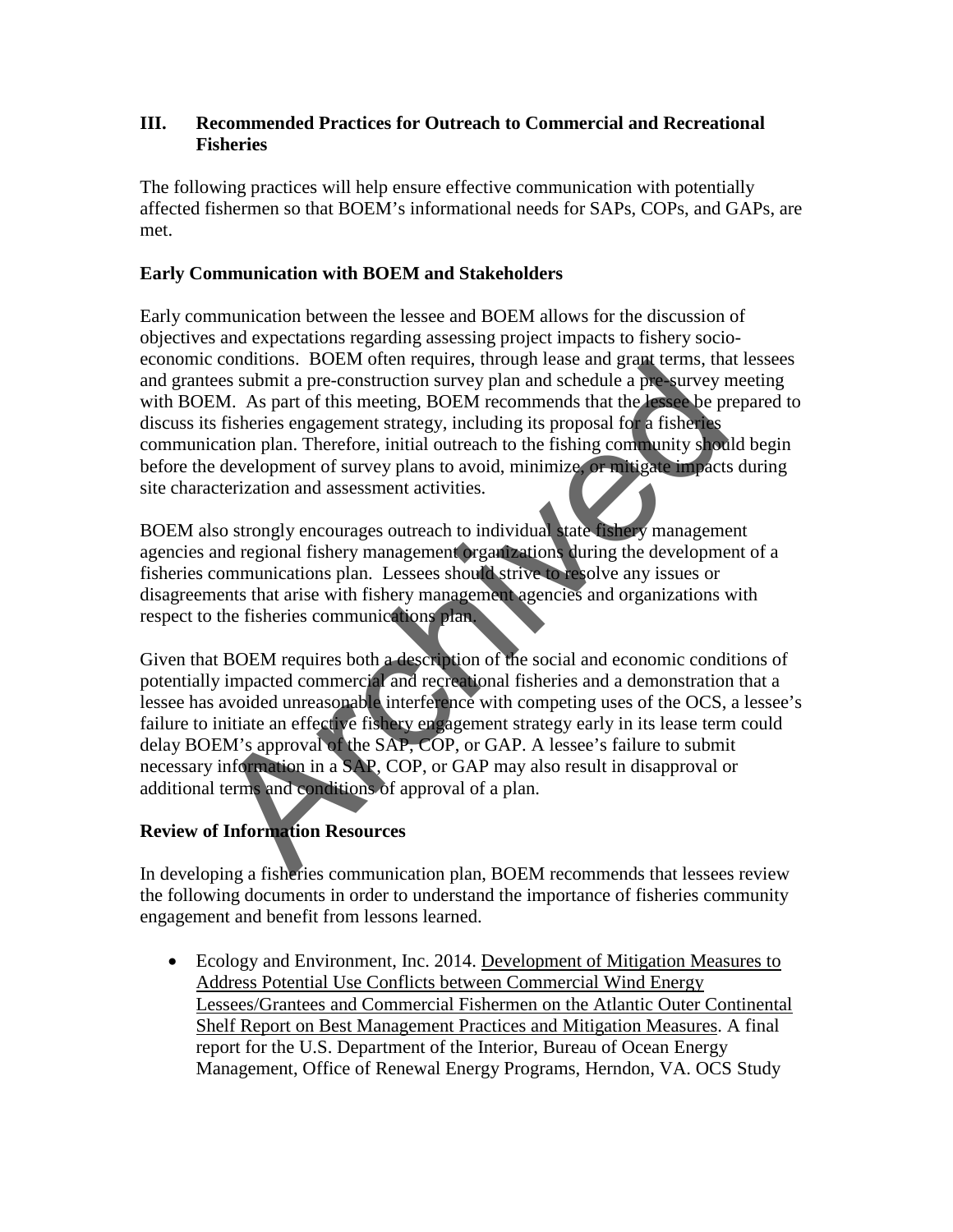## III. Recommended Practices for Outreach to Commercial and Recreational Fisheries

The following practices will help ensure effective communication with potentially affected fishermen so that BOEM's informational needs for SAPs, COPs, and GAPs, are met.

### Early Communication with BOEM and Stakeholders

Early communication between the lessee and BOEM allows for the discussion of objectives and expectations regarding assessing project impacts to fishery socio-economic conditions. BOEM often requires, through lease and grant terms, that lessees and grantees submit a pre-construction survey plan and schedule a pre-survey meeting with BOEM. As part of this meeting, BOEM recommends that the lessee be prepared to discuss its fisheries engagement strategy, including its proposal for a fisheries communication plan. Therefore, initial outreach to the fishing community should begin before the development of survey plans to avoid, minimize, or mitigate impacts during site characterization and assessment activities.

BOEM also strongly encourages outreach to individual state fishery management agencies and regional fishery management organizations during the development of a fisheries communications plan. Lessees should strive to resolve any issues or disagreements that arise with fishery management agencies and organizations with respect to the fisheries communications plan.

Given that BOEM requires both a description of the social and economic conditions of potentially impacted commercial and recreational fisheries and a demonstration that a lessee has avoided unreasonable interference with competing uses of the OCS, a lessee's failure to initiate an effective fishery engagement strategy early in its lease term could delay BOEM's approval of the SAP, COP, or GAP. A lessee's failure to submit necessary information in a SAP, COP, or GAP may also result in disapproval or additional terms and conditions of approval of a plan.

### Review of Information Resources

In developing a fisheries communication plan, BOEM recommends that lessees review the following documents in order to understand the importance of fisheries community engagement and benefit from lessons learned.

- Ecology and Environment, Inc. 2014. Development of Mitigation Measures to Address Potential Use Conflicts between Commercial Wind Energy Lessees/Grantees and Commercial Fishermen on the Atlantic Outer Continental Shelf Report on Best Management Practices and Mitigation Measures. A final report for the U.S. Department of the Interior, Bureau of Ocean Energy Management, Office of Renewal Energy Programs, Herndon, VA. OCS Study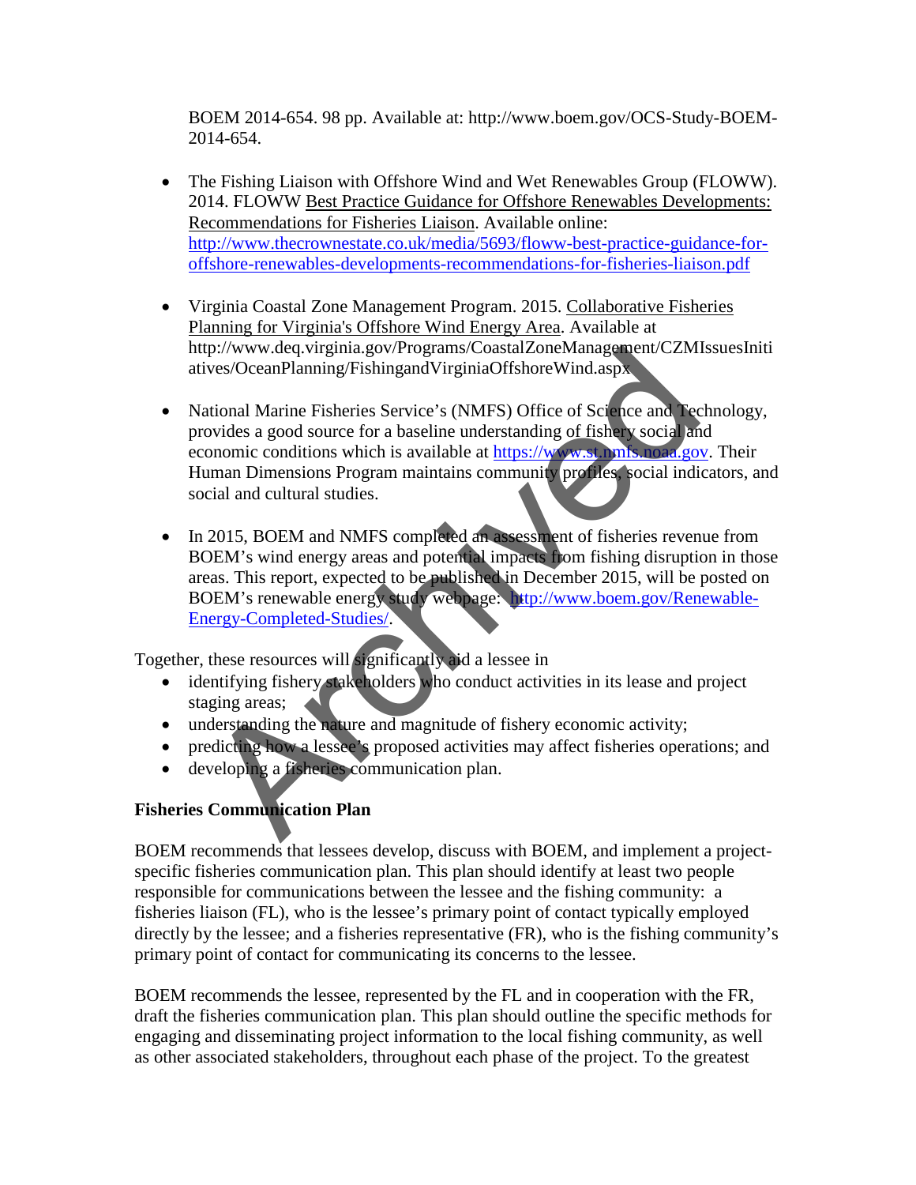BOEM 2014-654. 98 pp. Available at: http://www.boem.gov/OCS-Study-BOEM-2014-654.

- The Fishing Liaison with Offshore Wind and Wet Renewables Group (FLOWW). 2014. FLOWW Best Practice Guidance for Offshore Renewables Developments: Recommendations for Fisheries Liaison. Available online: http://www.thecrownestate.co.uk/media/5693/floww-best-practice-guidance-for-offshore-renewables-developments-recommendations-for-fisheries-liaison.pdf

- Virginia Coastal Zone Management Program. 2015. Collaborative Fisheries Planning for Virginia's Offshore Wind Energy Area. Available at http://www.deq.virginia.gov/Programs/CoastalZoneManagement/CZMIssuesInitiatives/OceanPlanning/FishingandVirginiaOffshoreWind.aspx

- National Marine Fisheries Service's (NMFS) Office of Science and Technology, provides a good source for a baseline understanding of fishery social and economic conditions which is available at https://www.st.nmfs.noaa.gov. Their Human Dimensions Program maintains community profiles, social indicators, and social and cultural studies.

- In 2015, BOEM and NMFS completed an assessment of fisheries revenue from BOEM's wind energy areas and potential impacts from fishing disruption in those areas. This report, expected to be published in December 2015, will be posted on BOEM's renewable energy study webpage: http://www.boem.gov/Renewable-Energy-Completed-Studies/.

Together, these resources will significantly aid a lessee in

- identifying fishery stakeholders who conduct activities in its lease and project staging areas;
- understanding the nature and magnitude of fishery economic activity;
- predicting how a lessee's proposed activities may affect fisheries operations; and
- developing a fisheries communication plan.

**Fisheries Communication Plan**

BOEM recommends that lessees develop, discuss with BOEM, and implement a project-specific fisheries communication plan. This plan should identify at least two people responsible for communications between the lessee and the fishing community: a fisheries liaison (FL), who is the lessee's primary point of contact typically employed directly by the lessee; and a fisheries representative (FR), who is the fishing community's primary point of contact for communicating its concerns to the lessee.

BOEM recommends the lessee, represented by the FL and in cooperation with the FR, draft the fisheries communication plan. This plan should outline the specific methods for engaging and disseminating project information to the local fishing community, as well as other associated stakeholders, throughout each phase of the project. To the greatest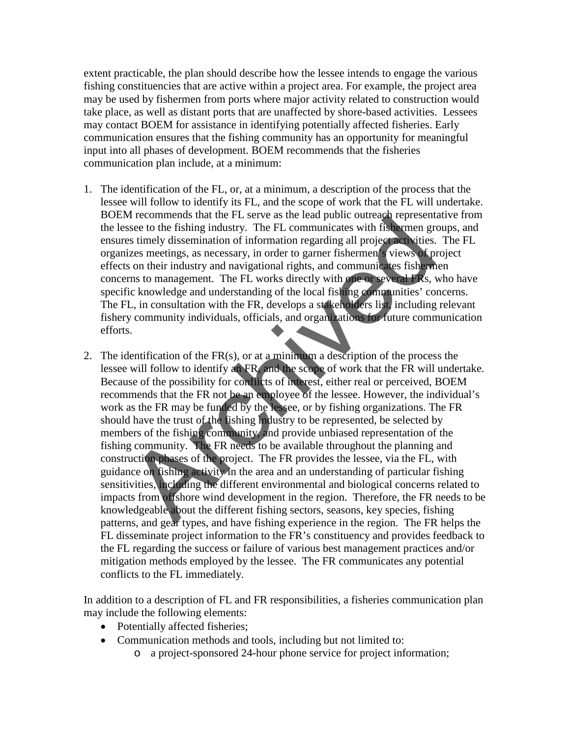extent practicable, the plan should describe how the lessee intends to engage the various fishing constituencies that are active within a project area. For example, the project area may be used by fishermen from ports where major activity related to construction would take place, as well as distant ports that are unaffected by shore-based activities. Lessees may contact BOEM for assistance in identifying potentially affected fisheries. Early communication ensures that the fishing community has an opportunity for meaningful input into all phases of development. BOEM recommends that the fisheries communication plan include, at a minimum:

1. The identification of the FL, or, at a minimum, a description of the process that the lessee will follow to identify its FL, and the scope of work that the FL will undertake. BOEM recommends that the FL serve as the lead public outreach representative from the lessee to the fishing industry. The FL communicates with fishermen groups, and ensures timely dissemination of information regarding all project activities. The FL organizes meetings, as necessary, in order to garner fishermen's views of project effects on their industry and navigational rights, and communicates fishermen concerns to management. The FL works directly with one or several FRs, who have specific knowledge and understanding of the local fishing communities' concerns. The FL, in consultation with the FR, develops a stakeholders list, including relevant fishery community individuals, officials, and organizations for future communication efforts.

2. The identification of the FR(s), or at a minimum a description of the process the lessee will follow to identify an FR, and the scope of work that the FR will undertake. Because of the possibility for conflicts of interest, either real or perceived, BOEM recommends that the FR not be an employee of the lessee. However, the individual's work as the FR may be funded by the lessee, or by fishing organizations. The FR should have the trust of the fishing industry to be represented, be selected by members of the fishing community, and provide unbiased representation of the fishing community. The FR needs to be available throughout the planning and construction phases of the project. The FR provides the lessee, via the FL, with guidance on fishing activity in the area and an understanding of particular fishing sensitivities, including the different environmental and biological concerns related to impacts from offshore wind development in the region. Therefore, the FR needs to be knowledgeable about the different fishing sectors, seasons, key species, fishing patterns, and gear types, and have fishing experience in the region. The FR helps the FL disseminate project information to the FR's constituency and provides feedback to the FL regarding the success or failure of various best management practices and/or mitigation methods employed by the lessee. The FR communicates any potential conflicts to the FL immediately.

In addition to a description of FL and FR responsibilities, a fisheries communication plan may include the following elements:

- Potentially affected fisheries;
- Communication methods and tools, including but not limited to:
  - a project-sponsored 24-hour phone service for project information;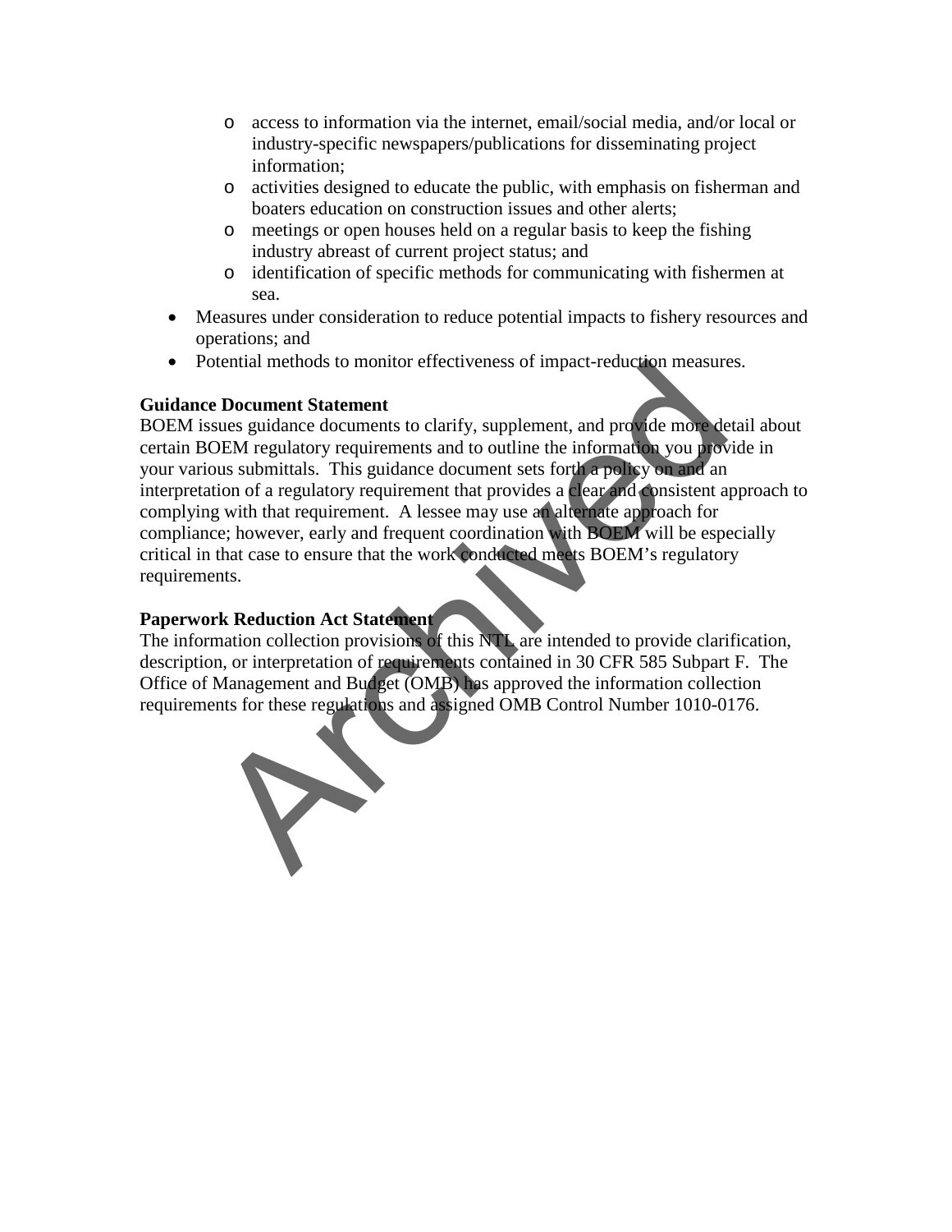- access to information via the internet, email/social media, and/or local or industry-specific newspapers/publications for disseminating project information;
  - activities designed to educate the public, with emphasis on fisherman and boaters education on construction issues and other alerts;
  - meetings or open houses held on a regular basis to keep the fishing industry abreast of current project status; and
  - identification of specific methods for communicating with fishermen at sea.
- Measures under consideration to reduce potential impacts to fishery resources and operations; and
- Potential methods to monitor effectiveness of impact-reduction measures.

**Guidance Document Statement**

BOEM issues guidance documents to clarify, supplement, and provide more detail about certain BOEM regulatory requirements and to outline the information you provide in your various submittals. This guidance document sets forth a policy on and an interpretation of a regulatory requirement that provides a clear and consistent approach to complying with that requirement. A lessee may use an alternate approach for compliance; however, early and frequent coordination with BOEM will be especially critical in that case to ensure that the work conducted meets BOEM's regulatory requirements.

**Paperwork Reduction Act Statement**

The information collection provisions of this NTL are intended to provide clarification, description, or interpretation of requirements contained in 30 CFR 585 Subpart F. The Office of Management and Budget (OMB) has approved the information collection requirements for these regulations and assigned OMB Control Number 1010-0176.